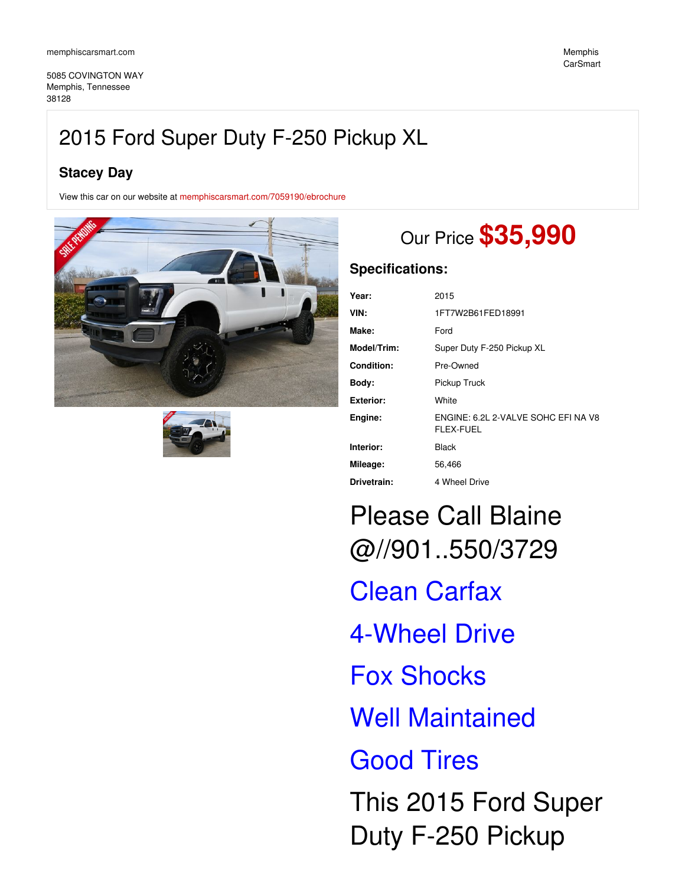memphiscarsmart.com

5085 COVINGTON WAY
Memphis, Tennessee
38128

Memphis
CarSmart

# 2015 Ford Super Duty F-250 Pickup XL

**Stacey Day**

View this car on our website at memphiscarsmart.com/7059190/ebrochure

## Our Price **$35,990**

### Specifications:

| | |
|---|---|
| **Year:** | 2015 |
| **VIN:** | 1FT7W2B61FED18991 |
| **Make:** | Ford |
| **Model/Trim:** | Super Duty F-250 Pickup XL |
| **Condition:** | Pre-Owned |
| **Body:** | Pickup Truck |
| **Exterior:** | White |
| **Engine:** | ENGINE: 6.2L 2-VALVE SOHC EFI NA V8 FLEX-FUEL |
| **Interior:** | Black |
| **Mileage:** | 56,466 |
| **Drivetrain:** | 4 Wheel Drive |

Please Call Blaine @//901..550/3729

Clean Carfax

4-Wheel Drive

Fox Shocks

Well Maintained

Good Tires

This 2015 Ford Super Duty F-250 Pickup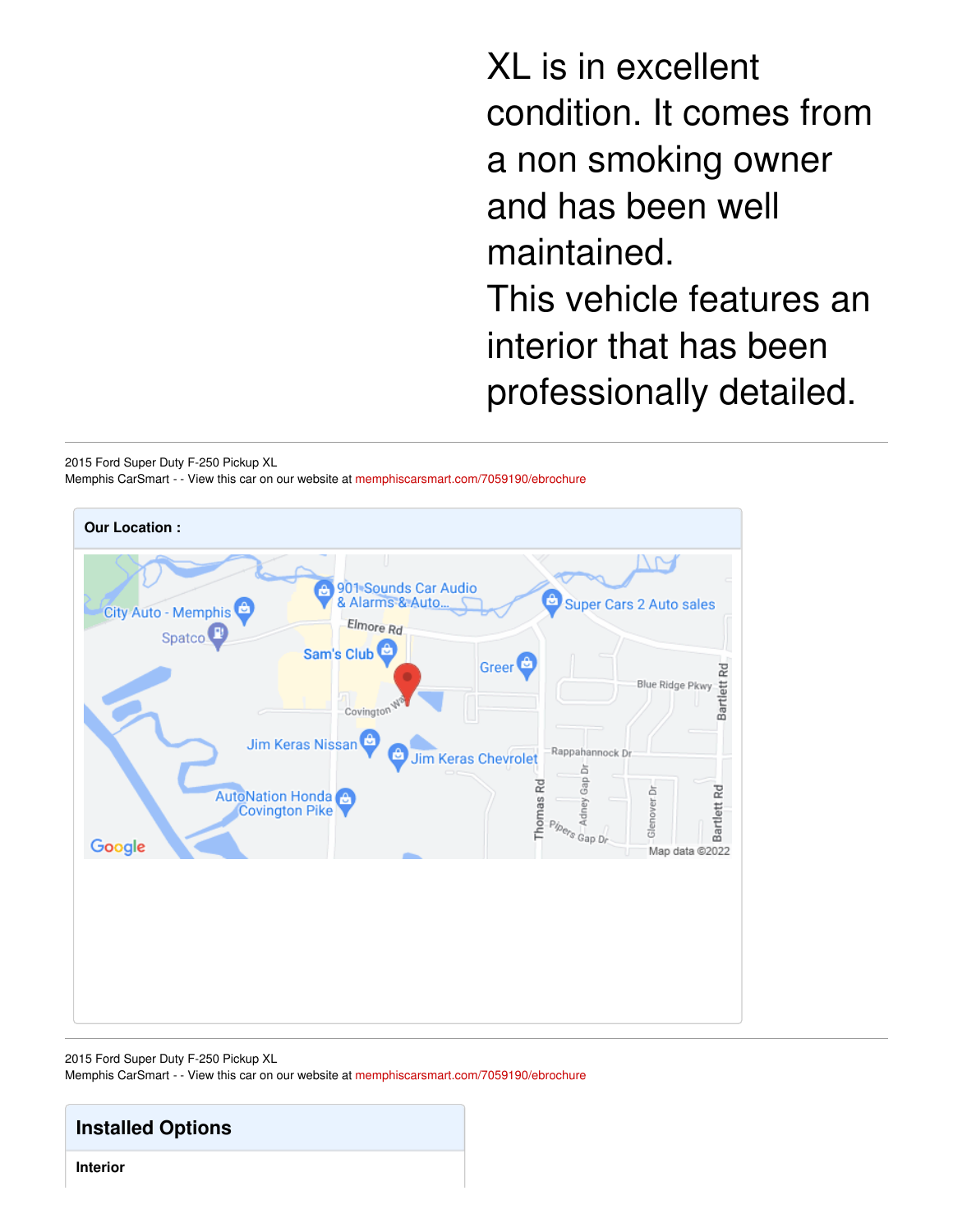XL is in excellent condition. It comes from a non smoking owner and has been well maintained.

This vehicle features an interior that has been professionally detailed.

2015 Ford Super Duty F-250 Pickup XL
Memphis CarSmart - - View this car on our website at memphiscarsmart.com/7059190/ebrochure

**Our Location :**

2015 Ford Super Duty F-250 Pickup XL
Memphis CarSmart - - View this car on our website at memphiscarsmart.com/7059190/ebrochure

## Installed Options

**Interior**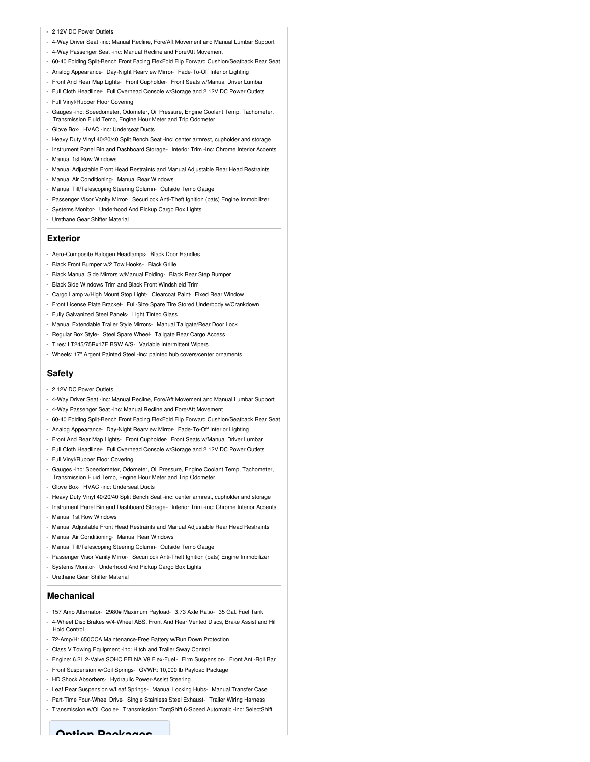- 2 12V DC Power Outlets
- 4-Way Driver Seat -inc: Manual Recline, Fore/Aft Movement and Manual Lumbar Support
- 4-Way Passenger Seat -inc: Manual Recline and Fore/Aft Movement
- 60-40 Folding Split-Bench Front Facing FlexFold Flip Forward Cushion/Seatback Rear Seat
- Analog Appearance- Day-Night Rearview Mirror- Fade-To-Off Interior Lighting
- Front And Rear Map Lights- Front Cupholder- Front Seats w/Manual Driver Lumbar
- Full Cloth Headliner- Full Overhead Console w/Storage and 2 12V DC Power Outlets
- Full Vinyl/Rubber Floor Covering
- Gauges -inc: Speedometer, Odometer, Oil Pressure, Engine Coolant Temp, Tachometer, Transmission Fluid Temp, Engine Hour Meter and Trip Odometer
- Glove Box- HVAC -inc: Underseat Ducts
- Heavy Duty Vinyl 40/20/40 Split Bench Seat -inc: center armrest, cupholder and storage
- Instrument Panel Bin and Dashboard Storage- Interior Trim -inc: Chrome Interior Accents
- Manual 1st Row Windows
- Manual Adjustable Front Head Restraints and Manual Adjustable Rear Head Restraints
- Manual Air Conditioning- Manual Rear Windows
- Manual Tilt/Telescoping Steering Column- Outside Temp Gauge
- Passenger Visor Vanity Mirror- Securilock Anti-Theft Ignition (pats) Engine Immobilizer
- Systems Monitor- Underhood And Pickup Cargo Box Lights
- Urethane Gear Shifter Material

## Exterior

- Aero-Composite Halogen Headlamps- Black Door Handles
- Black Front Bumper w/2 Tow Hooks- Black Grille
- Black Manual Side Mirrors w/Manual Folding- Black Rear Step Bumper
- Black Side Windows Trim and Black Front Windshield Trim
- Cargo Lamp w/High Mount Stop Light- Clearcoat Paint- Fixed Rear Window
- Front License Plate Bracket- Full-Size Spare Tire Stored Underbody w/Crankdown
- Fully Galvanized Steel Panels- Light Tinted Glass
- Manual Extendable Trailer Style Mirrors- Manual Tailgate/Rear Door Lock
- Regular Box Style- Steel Spare Wheel- Tailgate Rear Cargo Access
- Tires: LT245/75Rx17E BSW A/S- Variable Intermittent Wipers
- Wheels: 17" Argent Painted Steel -inc: painted hub covers/center ornaments

## Safety

- 2 12V DC Power Outlets
- 4-Way Driver Seat -inc: Manual Recline, Fore/Aft Movement and Manual Lumbar Support
- 4-Way Passenger Seat -inc: Manual Recline and Fore/Aft Movement
- 60-40 Folding Split-Bench Front Facing FlexFold Flip Forward Cushion/Seatback Rear Seat
- Analog Appearance- Day-Night Rearview Mirror- Fade-To-Off Interior Lighting
- Front And Rear Map Lights- Front Cupholder- Front Seats w/Manual Driver Lumbar
- Full Cloth Headliner- Full Overhead Console w/Storage and 2 12V DC Power Outlets
- Full Vinyl/Rubber Floor Covering
- Gauges -inc: Speedometer, Odometer, Oil Pressure, Engine Coolant Temp, Tachometer, Transmission Fluid Temp, Engine Hour Meter and Trip Odometer
- Glove Box- HVAC -inc: Underseat Ducts
- Heavy Duty Vinyl 40/20/40 Split Bench Seat -inc: center armrest, cupholder and storage
- Instrument Panel Bin and Dashboard Storage- Interior Trim -inc: Chrome Interior Accents
- Manual 1st Row Windows
- Manual Adjustable Front Head Restraints and Manual Adjustable Rear Head Restraints
- Manual Air Conditioning- Manual Rear Windows
- Manual Tilt/Telescoping Steering Column- Outside Temp Gauge
- Passenger Visor Vanity Mirror- Securilock Anti-Theft Ignition (pats) Engine Immobilizer
- Systems Monitor- Underhood And Pickup Cargo Box Lights
- Urethane Gear Shifter Material

## Mechanical

- 157 Amp Alternator- 2980# Maximum Payload- 3.73 Axle Ratio- 35 Gal. Fuel Tank
- 4-Wheel Disc Brakes w/4-Wheel ABS, Front And Rear Vented Discs, Brake Assist and Hill Hold Control
- 72-Amp/Hr 650CCA Maintenance-Free Battery w/Run Down Protection
- Class V Towing Equipment -inc: Hitch and Trailer Sway Control
- Engine: 6.2L 2-Valve SOHC EFI NA V8 Flex-Fuel- Firm Suspension- Front Anti-Roll Bar
- Front Suspension w/Coil Springs- GVWR: 10,000 lb Payload Package
- HD Shock Absorbers- Hydraulic Power-Assist Steering
- Leaf Rear Suspension w/Leaf Springs- Manual Locking Hubs- Manual Transfer Case
- Part-Time Four-Wheel Drive- Single Stainless Steel Exhaust- Trailer Wiring Harness
- Transmission w/Oil Cooler- Transmission: TorqShift 6-Speed Automatic -inc: SelectShift

## Option Packages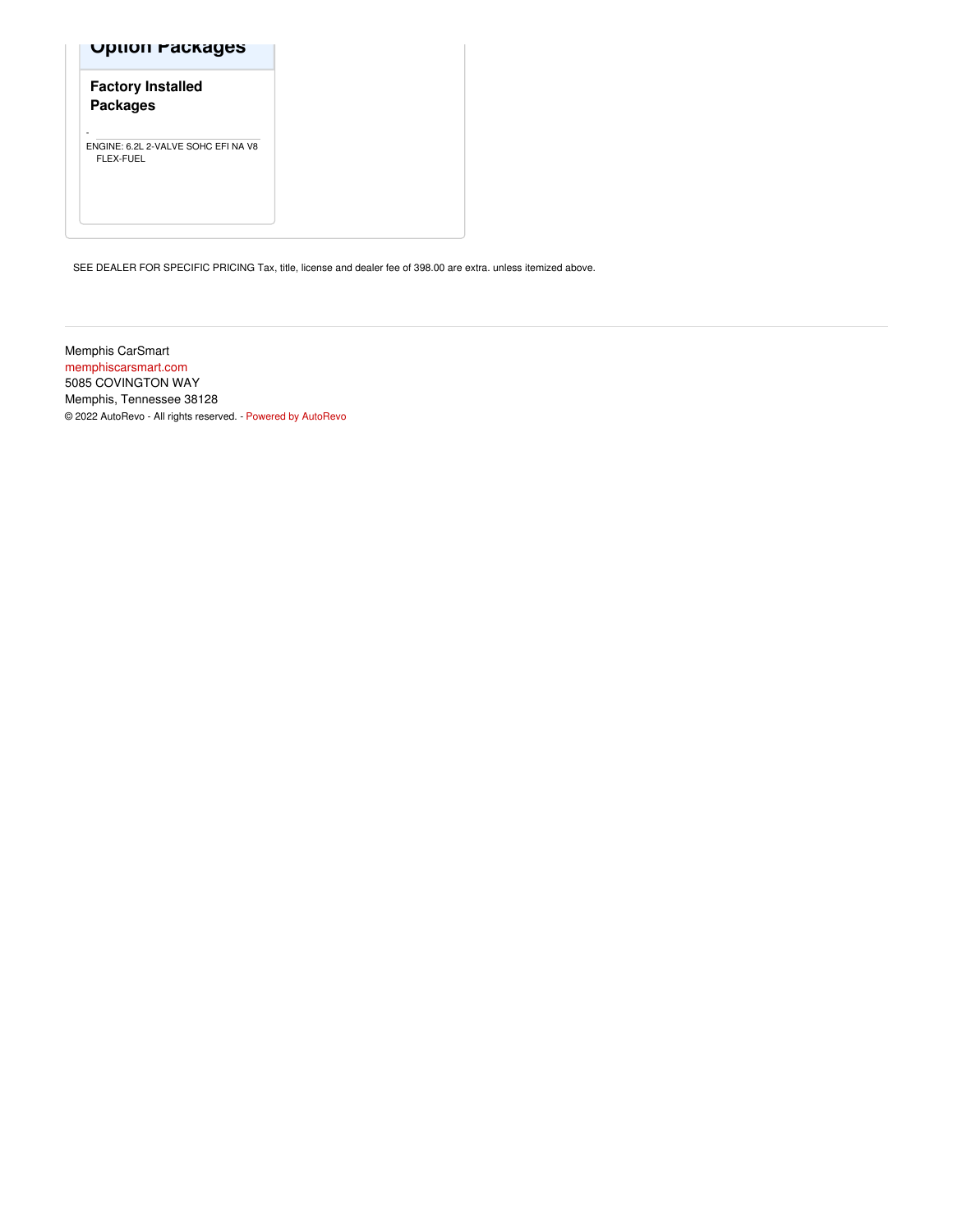## Option Packages

### Factory Installed Packages

-

ENGINE: 6.2L 2-VALVE SOHC EFI NA V8 FLEX-FUEL

SEE DEALER FOR SPECIFIC PRICING Tax, title, license and dealer fee of 398.00 are extra. unless itemized above.

---

Memphis CarSmart
memphiscarsmart.com
5085 COVINGTON WAY
Memphis, Tennessee 38128
© 2022 AutoRevo - All rights reserved. - Powered by AutoRevo